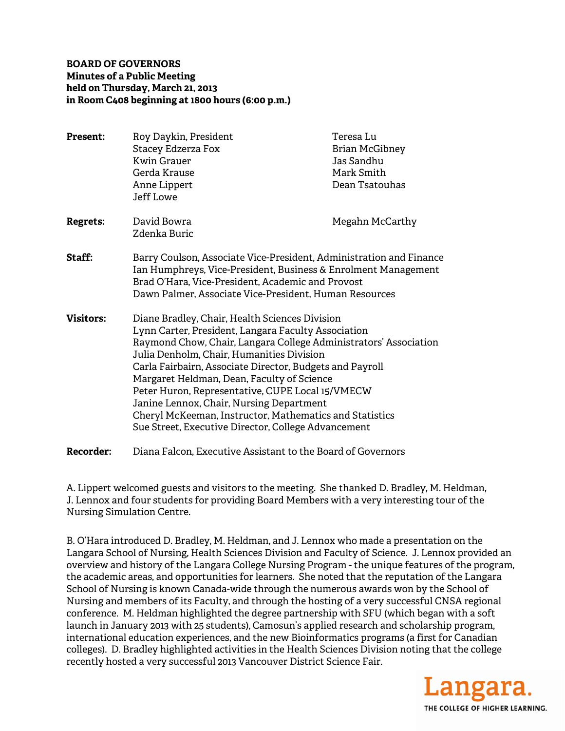**BOARD OF GOVERNORS**
**Minutes of a Public Meeting**
**held on Thursday, March 21, 2013**
**in Room C408 beginning at 1800 hours (6:00 p.m.)**

| | | |
|---|---|---|
| **Present:** | Roy Daykin, President | Teresa Lu |
| | Stacey Edzerza Fox | Brian McGibney |
| | Kwin Grauer | Jas Sandhu |
| | Gerda Krause | Mark Smith |
| | Anne Lippert | Dean Tsatouhas |
| | Jeff Lowe | |
| **Regrets:** | David Bowra | Megahn McCarthy |
| | Zdenka Buric | |

**Staff:**
Barry Coulson, Associate Vice-President, Administration and Finance
Ian Humphreys, Vice-President, Business & Enrolment Management
Brad O'Hara, Vice-President, Academic and Provost
Dawn Palmer, Associate Vice-President, Human Resources

**Visitors:**
Diane Bradley, Chair, Health Sciences Division
Lynn Carter, President, Langara Faculty Association
Raymond Chow, Chair, Langara College Administrators' Association
Julia Denholm, Chair, Humanities Division
Carla Fairbairn, Associate Director, Budgets and Payroll
Margaret Heldman, Dean, Faculty of Science
Peter Huron, Representative, CUPE Local 15/VMECW
Janine Lennox, Chair, Nursing Department
Cheryl McKeeman, Instructor, Mathematics and Statistics
Sue Street, Executive Director, College Advancement

**Recorder:** Diana Falcon, Executive Assistant to the Board of Governors

A. Lippert welcomed guests and visitors to the meeting. She thanked D. Bradley, M. Heldman, J. Lennox and four students for providing Board Members with a very interesting tour of the Nursing Simulation Centre.

B. O'Hara introduced D. Bradley, M. Heldman, and J. Lennox who made a presentation on the Langara School of Nursing, Health Sciences Division and Faculty of Science. J. Lennox provided an overview and history of the Langara College Nursing Program - the unique features of the program, the academic areas, and opportunities for learners. She noted that the reputation of the Langara School of Nursing is known Canada-wide through the numerous awards won by the School of Nursing and members of its Faculty, and through the hosting of a very successful CNSA regional conference. M. Heldman highlighted the degree partnership with SFU (which began with a soft launch in January 2013 with 25 students), Camosun's applied research and scholarship program, international education experiences, and the new Bioinformatics programs (a first for Canadian colleges). D. Bradley highlighted activities in the Health Sciences Division noting that the college recently hosted a very successful 2013 Vancouver District Science Fair.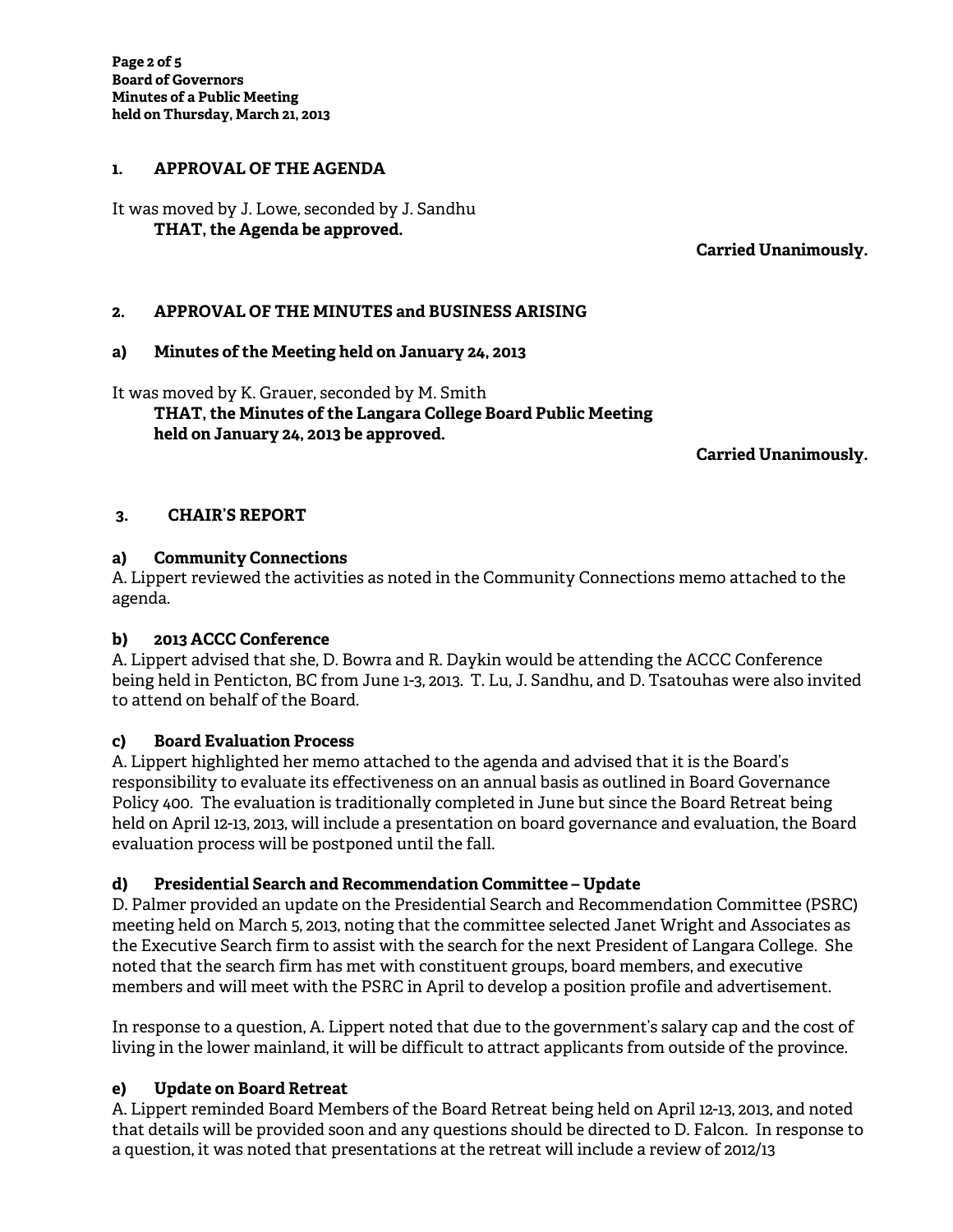## 1. APPROVAL OF THE AGENDA

It was moved by J. Lowe, seconded by J. Sandhu

**THAT, the Agenda be approved.**

**Carried Unanimously.**

## 2. APPROVAL OF THE MINUTES and BUSINESS ARISING

### a) Minutes of the Meeting held on January 24, 2013

It was moved by K. Grauer, seconded by M. Smith

**THAT, the Minutes of the Langara College Board Public Meeting held on January 24, 2013 be approved.**

**Carried Unanimously.**

## 3. CHAIR'S REPORT

### a) Community Connections

A. Lippert reviewed the activities as noted in the Community Connections memo attached to the agenda.

### b) 2013 ACCC Conference

A. Lippert advised that she, D. Bowra and R. Daykin would be attending the ACCC Conference being held in Penticton, BC from June 1-3, 2013. T. Lu, J. Sandhu, and D. Tsatouhas were also invited to attend on behalf of the Board.

### c) Board Evaluation Process

A. Lippert highlighted her memo attached to the agenda and advised that it is the Board's responsibility to evaluate its effectiveness on an annual basis as outlined in Board Governance Policy 400. The evaluation is traditionally completed in June but since the Board Retreat being held on April 12-13, 2013, will include a presentation on board governance and evaluation, the Board evaluation process will be postponed until the fall.

### d) Presidential Search and Recommendation Committee – Update

D. Palmer provided an update on the Presidential Search and Recommendation Committee (PSRC) meeting held on March 5, 2013, noting that the committee selected Janet Wright and Associates as the Executive Search firm to assist with the search for the next President of Langara College. She noted that the search firm has met with constituent groups, board members, and executive members and will meet with the PSRC in April to develop a position profile and advertisement.

In response to a question, A. Lippert noted that due to the government's salary cap and the cost of living in the lower mainland, it will be difficult to attract applicants from outside of the province.

### e) Update on Board Retreat

A. Lippert reminded Board Members of the Board Retreat being held on April 12-13, 2013, and noted that details will be provided soon and any questions should be directed to D. Falcon. In response to a question, it was noted that presentations at the retreat will include a review of 2012/13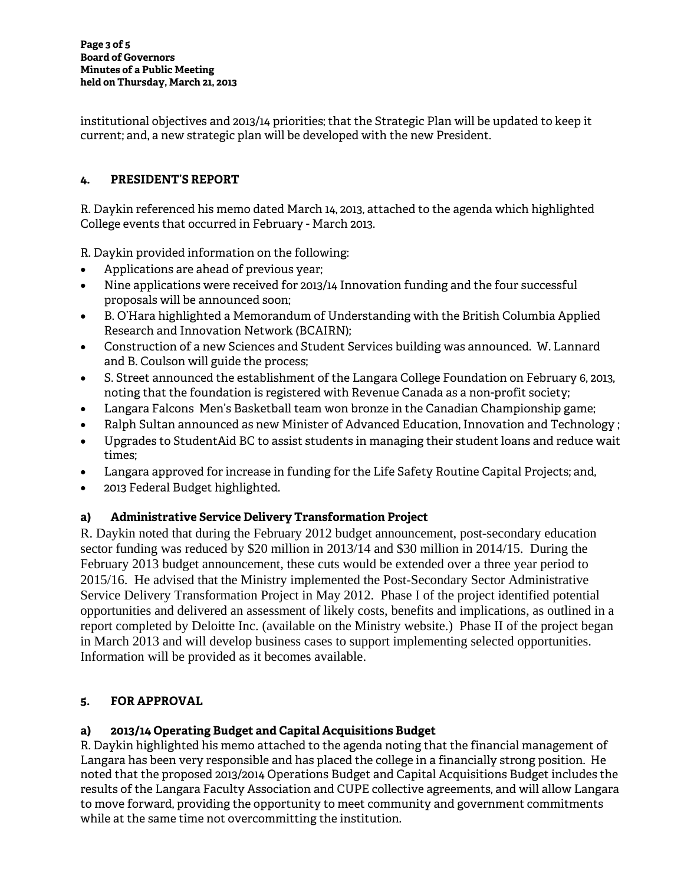institutional objectives and 2013/14 priorities; that the Strategic Plan will be updated to keep it current; and, a new strategic plan will be developed with the new President.

## 4. PRESIDENT'S REPORT

R. Daykin referenced his memo dated March 14, 2013, attached to the agenda which highlighted College events that occurred in February - March 2013.

R. Daykin provided information on the following:

- Applications are ahead of previous year;
- Nine applications were received for 2013/14 Innovation funding and the four successful proposals will be announced soon;
- B. O'Hara highlighted a Memorandum of Understanding with the British Columbia Applied Research and Innovation Network (BCAIRN);
- Construction of a new Sciences and Student Services building was announced. W. Lannard and B. Coulson will guide the process;
- S. Street announced the establishment of the Langara College Foundation on February 6, 2013, noting that the foundation is registered with Revenue Canada as a non-profit society;
- Langara Falcons Men's Basketball team won bronze in the Canadian Championship game;
- Ralph Sultan announced as new Minister of Advanced Education, Innovation and Technology ;
- Upgrades to StudentAid BC to assist students in managing their student loans and reduce wait times;
- Langara approved for increase in funding for the Life Safety Routine Capital Projects; and,
- 2013 Federal Budget highlighted.

### a) Administrative Service Delivery Transformation Project

R. Daykin noted that during the February 2012 budget announcement, post-secondary education sector funding was reduced by $20 million in 2013/14 and $30 million in 2014/15. During the February 2013 budget announcement, these cuts would be extended over a three year period to 2015/16. He advised that the Ministry implemented the Post-Secondary Sector Administrative Service Delivery Transformation Project in May 2012. Phase I of the project identified potential opportunities and delivered an assessment of likely costs, benefits and implications, as outlined in a report completed by Deloitte Inc. (available on the Ministry website.) Phase II of the project began in March 2013 and will develop business cases to support implementing selected opportunities. Information will be provided as it becomes available.

## 5. FOR APPROVAL

### a) 2013/14 Operating Budget and Capital Acquisitions Budget

R. Daykin highlighted his memo attached to the agenda noting that the financial management of Langara has been very responsible and has placed the college in a financially strong position. He noted that the proposed 2013/2014 Operations Budget and Capital Acquisitions Budget includes the results of the Langara Faculty Association and CUPE collective agreements, and will allow Langara to move forward, providing the opportunity to meet community and government commitments while at the same time not overcommitting the institution.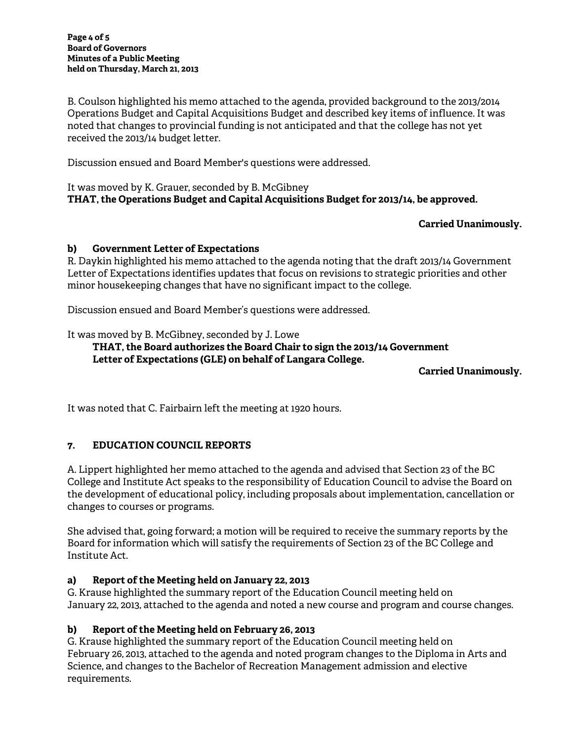B. Coulson highlighted his memo attached to the agenda, provided background to the 2013/2014 Operations Budget and Capital Acquisitions Budget and described key items of influence. It was noted that changes to provincial funding is not anticipated and that the college has not yet received the 2013/14 budget letter.

Discussion ensued and Board Member's questions were addressed.

It was moved by K. Grauer, seconded by B. McGibney
**THAT, the Operations Budget and Capital Acquisitions Budget for 2013/14, be approved.**

**Carried Unanimously.**

**b) Government Letter of Expectations**
R. Daykin highlighted his memo attached to the agenda noting that the draft 2013/14 Government Letter of Expectations identifies updates that focus on revisions to strategic priorities and other minor housekeeping changes that have no significant impact to the college.

Discussion ensued and Board Member's questions were addressed.

It was moved by B. McGibney, seconded by J. Lowe
**THAT, the Board authorizes the Board Chair to sign the 2013/14 Government Letter of Expectations (GLE) on behalf of Langara College.**

**Carried Unanimously.**

It was noted that C. Fairbairn left the meeting at 1920 hours.

## 7. EDUCATION COUNCIL REPORTS

A. Lippert highlighted her memo attached to the agenda and advised that Section 23 of the BC College and Institute Act speaks to the responsibility of Education Council to advise the Board on the development of educational policy, including proposals about implementation, cancellation or changes to courses or programs.

She advised that, going forward; a motion will be required to receive the summary reports by the Board for information which will satisfy the requirements of Section 23 of the BC College and Institute Act.

**a) Report of the Meeting held on January 22, 2013**
G. Krause highlighted the summary report of the Education Council meeting held on January 22, 2013, attached to the agenda and noted a new course and program and course changes.

**b) Report of the Meeting held on February 26, 2013**
G. Krause highlighted the summary report of the Education Council meeting held on February 26, 2013, attached to the agenda and noted program changes to the Diploma in Arts and Science, and changes to the Bachelor of Recreation Management admission and elective requirements.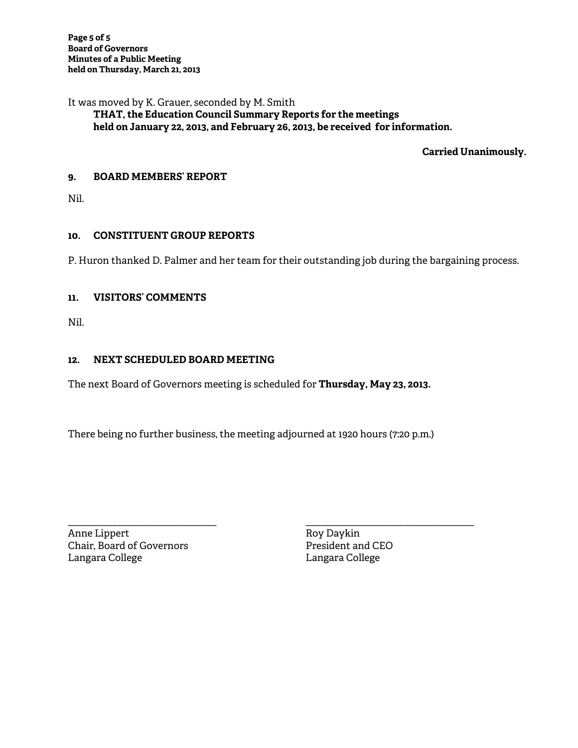It was moved by K. Grauer, seconded by M. Smith

**THAT, the Education Council Summary Reports for the meetings held on January 22, 2013, and February 26, 2013, be received for information.**

**Carried Unanimously.**

## 9. BOARD MEMBERS' REPORT

Nil.

## 10. CONSTITUENT GROUP REPORTS

P. Huron thanked D. Palmer and her team for their outstanding job during the bargaining process.

## 11. VISITORS' COMMENTS

Nil.

## 12. NEXT SCHEDULED BOARD MEETING

The next Board of Governors meeting is scheduled for **Thursday, May 23, 2013.**

There being no further business, the meeting adjourned at 1920 hours (7:20 p.m.)

______________________________
Anne Lippert
Chair, Board of Governors
Langara College

______________________________
Roy Daykin
President and CEO
Langara College